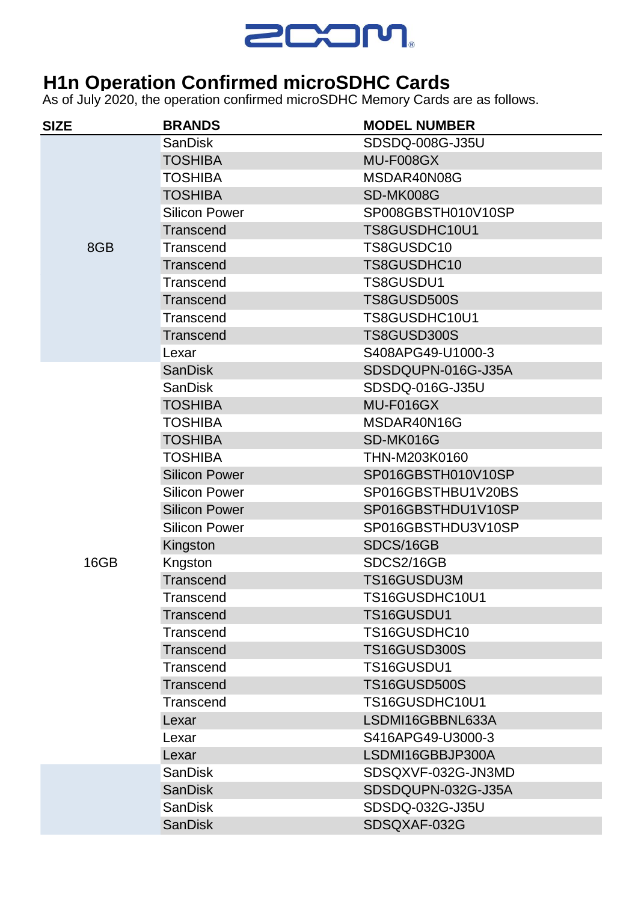# H1n Operation Confirmed microSDHC Cards

As of July 2020, the operation confirmed microSDHC Memory Cards are as follows.

| SIZE | BRANDS | MODEL NUMBER |
|---|---|---|
| 8GB | SanDisk | SDSDQ-008G-J35U |
| | TOSHIBA | MU-F008GX |
| | TOSHIBA | MSDAR40N08G |
| | TOSHIBA | SD-MK008G |
| | Silicon Power | SP008GBSTH010V10SP |
| | Transcend | TS8GUSDHC10U1 |
| | Transcend | TS8GUSDC10 |
| | Transcend | TS8GUSDHC10 |
| | Transcend | TS8GUSDU1 |
| | Transcend | TS8GUSD500S |
| | Transcend | TS8GUSDHC10U1 |
| | Transcend | TS8GUSD300S |
| | Lexar | S408APG49-U1000-3 |
| 16GB | SanDisk | SDSDQUPN-016G-J35A |
| | SanDisk | SDSDQ-016G-J35U |
| | TOSHIBA | MU-F016GX |
| | TOSHIBA | MSDAR40N16G |
| | TOSHIBA | SD-MK016G |
| | TOSHIBA | THN-M203K0160 |
| | Silicon Power | SP016GBSTH010V10SP |
| | Silicon Power | SP016GBSTHBU1V20BS |
| | Silicon Power | SP016GBSTHDU1V10SP |
| | Silicon Power | SP016GBSTHDU3V10SP |
| | Kingston | SDCS/16GB |
| | Kngston | SDCS2/16GB |
| | Transcend | TS16GUSDU3M |
| | Transcend | TS16GUSDHC10U1 |
| | Transcend | TS16GUSDU1 |
| | Transcend | TS16GUSDHC10 |
| | Transcend | TS16GUSD300S |
| | Transcend | TS16GUSDU1 |
| | Transcend | TS16GUSD500S |
| | Transcend | TS16GUSDHC10U1 |
| | Lexar | LSDMI16GBBNL633A |
| | Lexar | S416APG49-U3000-3 |
| | Lexar | LSDMI16GBBJP300A |
| | SanDisk | SDSQXVF-032G-JN3MD |
| | SanDisk | SDSDQUPN-032G-J35A |
| | SanDisk | SDSDQ-032G-J35U |
| | SanDisk | SDSQXAF-032G |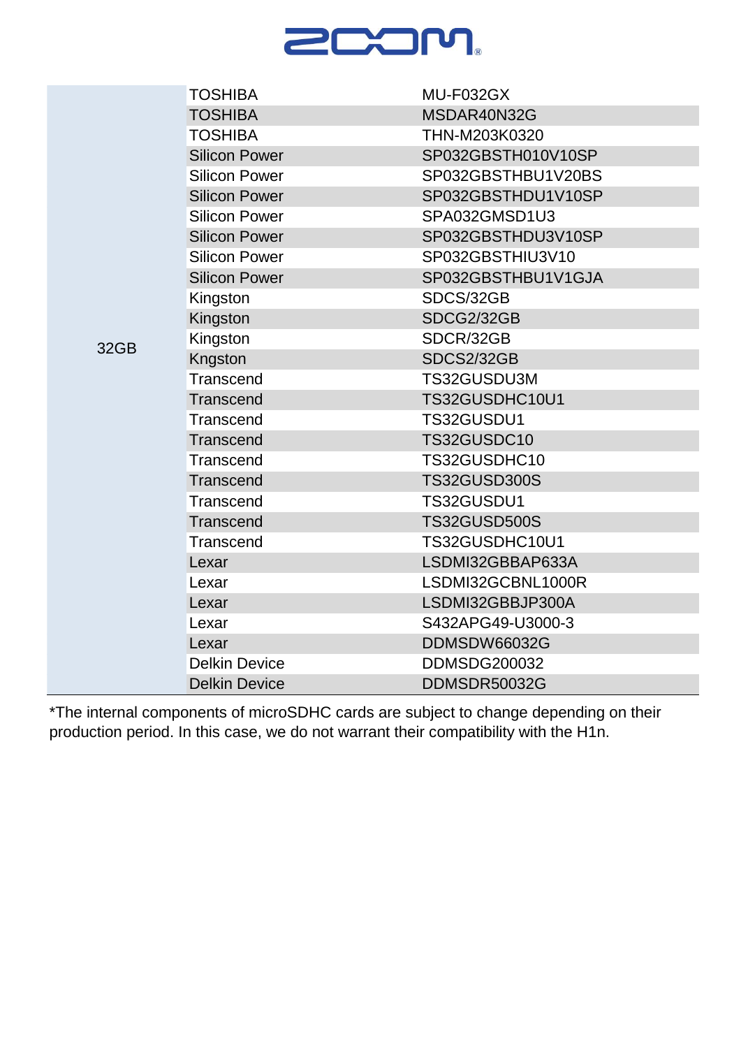| | | |
|---|---|---|
| 32GB | TOSHIBA | MU-F032GX |
| | TOSHIBA | MSDAR40N32G |
| | TOSHIBA | THN-M203K0320 |
| | Silicon Power | SP032GBSTH010V10SP |
| | Silicon Power | SP032GBSTHBU1V20BS |
| | Silicon Power | SP032GBSTHDU1V10SP |
| | Silicon Power | SPA032GMSD1U3 |
| | Silicon Power | SP032GBSTHDU3V10SP |
| | Silicon Power | SP032GBSTHIU3V10 |
| | Silicon Power | SP032GBSTHBU1V1GJA |
| | Kingston | SDCS/32GB |
| | Kingston | SDCG2/32GB |
| | Kingston | SDCR/32GB |
| | Kngston | SDCS2/32GB |
| | Transcend | TS32GUSDU3M |
| | Transcend | TS32GUSDHC10U1 |
| | Transcend | TS32GUSDU1 |
| | Transcend | TS32GUSDC10 |
| | Transcend | TS32GUSDHC10 |
| | Transcend | TS32GUSD300S |
| | Transcend | TS32GUSDU1 |
| | Transcend | TS32GUSD500S |
| | Transcend | TS32GUSDHC10U1 |
| | Lexar | LSDMI32GBBAP633A |
| | Lexar | LSDMI32GCBNL1000R |
| | Lexar | LSDMI32GBBJP300A |
| | Lexar | S432APG49-U3000-3 |
| | Lexar | DDMSDW66032G |
| | Delkin Device | DDMSDG200032 |
| | Delkin Device | DDMSDR50032G |

*The internal components of microSDHC cards are subject to change depending on their production period. In this case, we do not warrant their compatibility with the H1n.